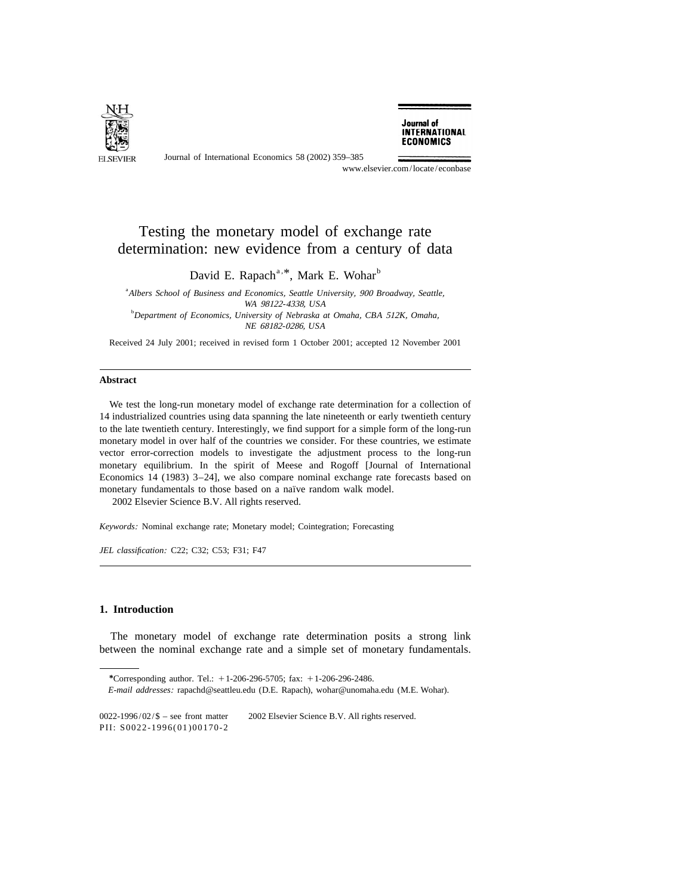# Testing the monetary model of exchange rate determination: new evidence from a century of data

David E. Rapach[a,*], Mark E. Wohar[b]

[a] *Albers School of Business and Economics, Seattle University, 900 Broadway, Seattle, WA 98122-4338, USA*

[b] *Department of Economics, University of Nebraska at Omaha, CBA 512K, Omaha, NE 68182-0286, USA*

Received 24 July 2001; received in revised form 1 October 2001; accepted 12 November 2001

---

### Abstract

We test the long-run monetary model of exchange rate determination for a collection of 14 industrialized countries using data spanning the late nineteenth or early twentieth century to the late twentieth century. Interestingly, we find support for a simple form of the long-run monetary model in over half of the countries we consider. For these countries, we estimate vector error-correction models to investigate the adjustment process to the long-run monetary equilibrium. In the spirit of Meese and Rogoff [Journal of International Economics 14 (1983) 3–24], we also compare nominal exchange rate forecasts based on monetary fundamentals to those based on a naïve random walk model.

2002 Elsevier Science B.V. All rights reserved.

*Keywords:* Nominal exchange rate; Monetary model; Cointegration; Forecasting

*JEL classification:* C22; C32; C53; F31; F47

---

## 1. Introduction

The monetary model of exchange rate determination posits a strong link between the nominal exchange rate and a simple set of monetary fundamentals.

---

*Corresponding author. Tel.: +1-206-296-5705; fax: +1-206-296-2486.

*E-mail addresses:* rapachd@seattleu.edu (D.E. Rapach), wohar@unomaha.edu (M.E. Wohar).

0022-1996/02/$ – see front matter 2002 Elsevier Science B.V. All rights reserved.
PII: S0022-1996(01)00170-2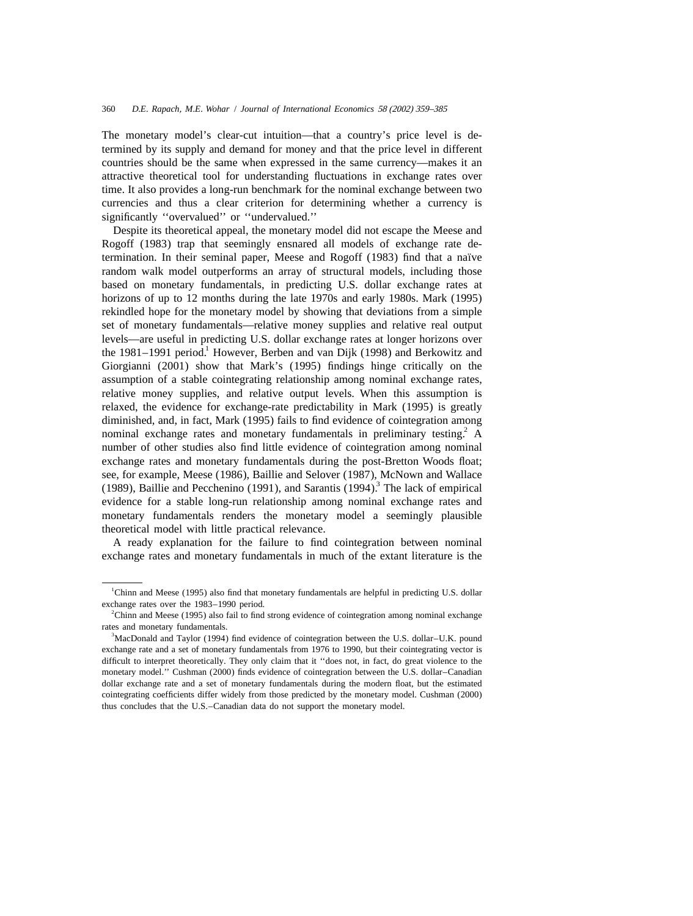The monetary model's clear-cut intuition—that a country's price level is determined by its supply and demand for money and that the price level in different countries should be the same when expressed in the same currency—makes it an attractive theoretical tool for understanding fluctuations in exchange rates over time. It also provides a long-run benchmark for the nominal exchange between two currencies and thus a clear criterion for determining whether a currency is significantly ''overvalued'' or ''undervalued.''

Despite its theoretical appeal, the monetary model did not escape the Meese and Rogoff (1983) trap that seemingly ensnared all models of exchange rate determination. In their seminal paper, Meese and Rogoff (1983) find that a naïve random walk model outperforms an array of structural models, including those based on monetary fundamentals, in predicting U.S. dollar exchange rates at horizons of up to 12 months during the late 1970s and early 1980s. Mark (1995) rekindled hope for the monetary model by showing that deviations from a simple set of monetary fundamentals—relative money supplies and relative real output levels—are useful in predicting U.S. dollar exchange rates at longer horizons over the 1981–1991 period.[1] However, Berben and van Dijk (1998) and Berkowitz and Giorgianni (2001) show that Mark's (1995) findings hinge critically on the assumption of a stable cointegrating relationship among nominal exchange rates, relative money supplies, and relative output levels. When this assumption is relaxed, the evidence for exchange-rate predictability in Mark (1995) is greatly diminished, and, in fact, Mark (1995) fails to find evidence of cointegration among nominal exchange rates and monetary fundamentals in preliminary testing.[2] A number of other studies also find little evidence of cointegration among nominal exchange rates and monetary fundamentals during the post-Bretton Woods float; see, for example, Meese (1986), Baillie and Selover (1987), McNown and Wallace (1989), Baillie and Pecchenino (1991), and Sarantis (1994).[3] The lack of empirical evidence for a stable long-run relationship among nominal exchange rates and monetary fundamentals renders the monetary model a seemingly plausible theoretical model with little practical relevance.

A ready explanation for the failure to find cointegration between nominal exchange rates and monetary fundamentals in much of the extant literature is the

---

[1] Chinn and Meese (1995) also find that monetary fundamentals are helpful in predicting U.S. dollar exchange rates over the 1983–1990 period.

[2] Chinn and Meese (1995) also fail to find strong evidence of cointegration among nominal exchange rates and monetary fundamentals.

[3] MacDonald and Taylor (1994) find evidence of cointegration between the U.S. dollar–U.K. pound exchange rate and a set of monetary fundamentals from 1976 to 1990, but their cointegrating vector is difficult to interpret theoretically. They only claim that it ''does not, in fact, do great violence to the monetary model.'' Cushman (2000) finds evidence of cointegration between the U.S. dollar–Canadian dollar exchange rate and a set of monetary fundamentals during the modern float, but the estimated cointegrating coefficients differ widely from those predicted by the monetary model. Cushman (2000) thus concludes that the U.S.–Canadian data do not support the monetary model.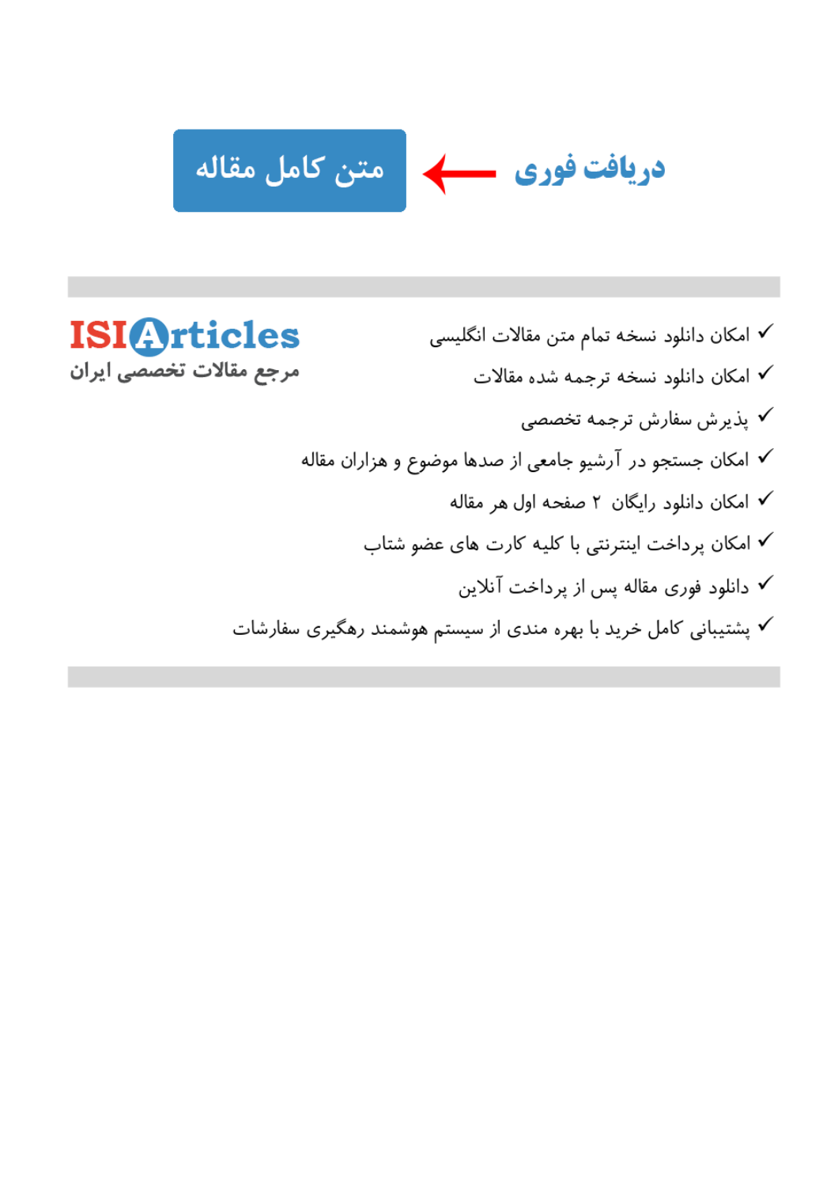دریافت فوری ← **متن کامل مقاله**

**ISIArticles**
مرجع مقالات تخصصی ایران

- ✓ امکان دانلود نسخه تمام متن مقالات انگلیسی
- ✓ امکان دانلود نسخه ترجمه شده مقالات
- ✓ پذیرش سفارش ترجمه تخصصی
- ✓ امکان جستجو در آرشیو جامعی از صدها موضوع و هزاران مقاله
- ✓ امکان دانلود رایگان ۲ صفحه اول هر مقاله
- ✓ امکان پرداخت اینترنتی با کلیه کارت های عضو شتاب
- ✓ دانلود فوری مقاله پس از پرداخت آنلاین
- ✓ پشتیبانی کامل خرید با بهره مندی از سیستم هوشمند رهگیری سفارشات